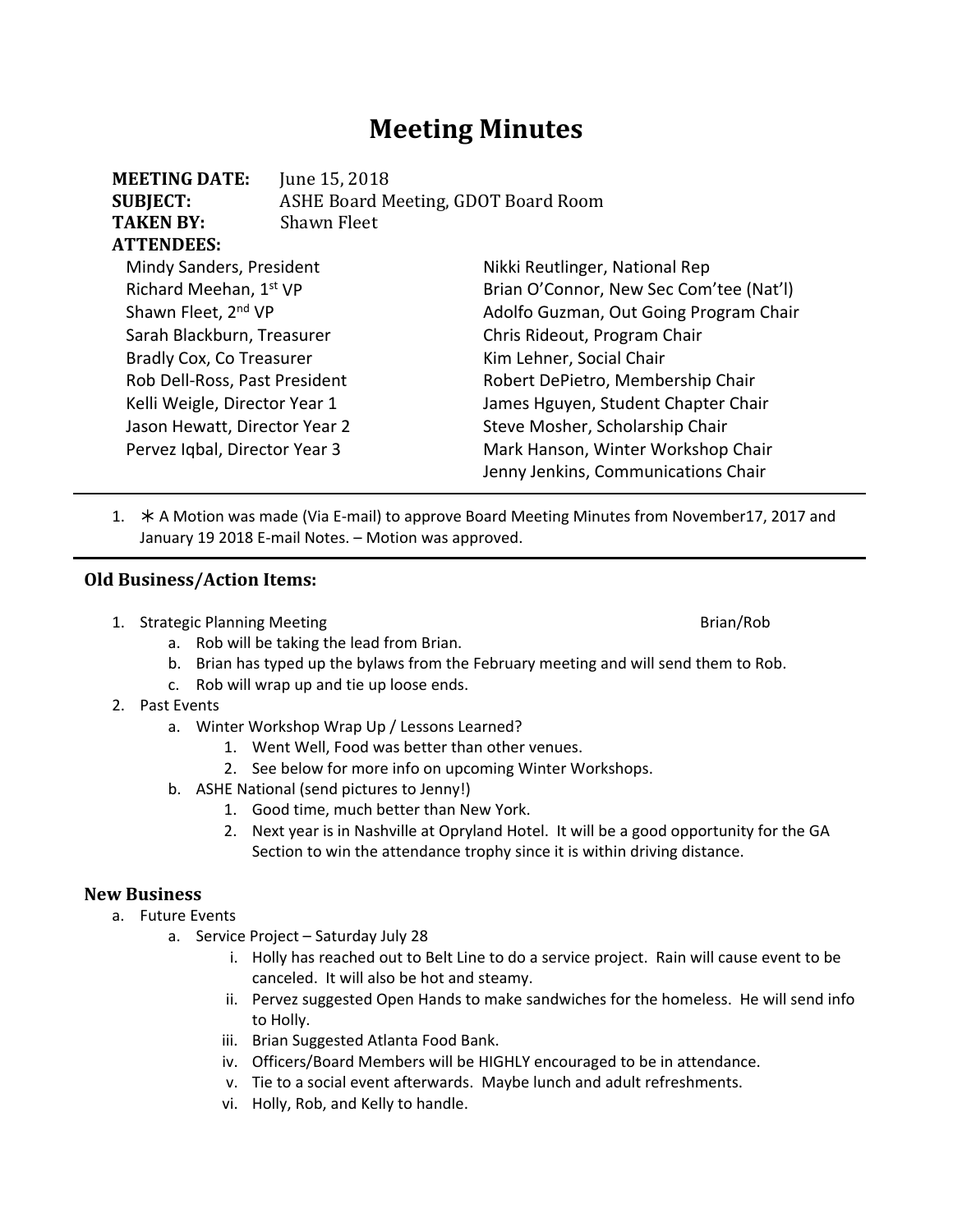# Meeting Minutes

**MEETING DATE:** June 15, 2018
**SUBJECT:** ASHE Board Meeting, GDOT Board Room
**TAKEN BY:** Shawn Fleet
**ATTENDEES:**

Mindy Sanders, President
Richard Meehan, 1st VP
Shawn Fleet, 2nd VP
Sarah Blackburn, Treasurer
Bradly Cox, Co Treasurer
Rob Dell-Ross, Past President
Kelli Weigle, Director Year 1
Jason Hewatt, Director Year 2
Pervez Iqbal, Director Year 3
Nikki Reutlinger, National Rep
Brian O'Connor, New Sec Com'tee (Nat'l)
Adolfo Guzman, Out Going Program Chair
Chris Rideout, Program Chair
Kim Lehner, Social Chair
Robert DePietro, Membership Chair
James Hguyen, Student Chapter Chair
Steve Mosher, Scholarship Chair
Mark Hanson, Winter Workshop Chair
Jenny Jenkins, Communications Chair

---

1. ∗ A Motion was made (Via E-mail) to approve Board Meeting Minutes from November17, 2017 and January 19 2018 E-mail Notes. – Motion was approved.

---

## Old Business/Action Items:

1. Strategic Planning Meeting — Brian/Rob
    a. Rob will be taking the lead from Brian.
    b. Brian has typed up the bylaws from the February meeting and will send them to Rob.
    c. Rob will wrap up and tie up loose ends.
2. Past Events
    a. Winter Workshop Wrap Up / Lessons Learned?
        1. Went Well, Food was better than other venues.
        2. See below for more info on upcoming Winter Workshops.
    b. ASHE National (send pictures to Jenny!)
        1. Good time, much better than New York.
        2. Next year is in Nashville at Opryland Hotel. It will be a good opportunity for the GA Section to win the attendance trophy since it is within driving distance.

## New Business

a. Future Events
    a. Service Project – Saturday July 28
        i. Holly has reached out to Belt Line to do a service project. Rain will cause event to be canceled. It will also be hot and steamy.
        ii. Pervez suggested Open Hands to make sandwiches for the homeless. He will send info to Holly.
        iii. Brian Suggested Atlanta Food Bank.
        iv. Officers/Board Members will be HIGHLY encouraged to be in attendance.
        v. Tie to a social event afterwards. Maybe lunch and adult refreshments.
        vi. Holly, Rob, and Kelly to handle.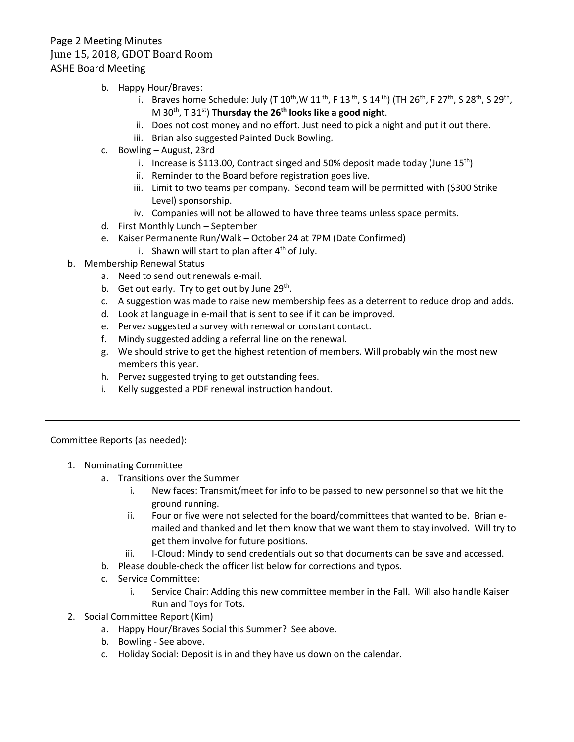Page 2 Meeting Minutes
June 15, 2018, GDOT Board Room
ASHE Board Meeting

- b. Happy Hour/Braves:
  - i. Braves home Schedule: July (T 10th, W 11th, F 13th, S 14th) (TH 26th, F 27th, S 28th, S 29th, M 30th, T 31st) **Thursday the 26th looks like a good night**.
  - ii. Does not cost money and no effort. Just need to pick a night and put it out there.
  - iii. Brian also suggested Painted Duck Bowling.
- c. Bowling – August, 23rd
  - i. Increase is $113.00, Contract singed and 50% deposit made today (June 15th)
  - ii. Reminder to the Board before registration goes live.
  - iii. Limit to two teams per company. Second team will be permitted with ($300 Strike Level) sponsorship.
  - iv. Companies will not be allowed to have three teams unless space permits.
- d. First Monthly Lunch – September
- e. Kaiser Permanente Run/Walk – October 24 at 7PM (Date Confirmed)
  - i. Shawn will start to plan after 4th of July.

b. Membership Renewal Status
- a. Need to send out renewals e-mail.
- b. Get out early. Try to get out by June 29th.
- c. A suggestion was made to raise new membership fees as a deterrent to reduce drop and adds.
- d. Look at language in e-mail that is sent to see if it can be improved.
- e. Pervez suggested a survey with renewal or constant contact.
- f. Mindy suggested adding a referral line on the renewal.
- g. We should strive to get the highest retention of members. Will probably win the most new members this year.
- h. Pervez suggested trying to get outstanding fees.
- i. Kelly suggested a PDF renewal instruction handout.

---

Committee Reports (as needed):

1. Nominating Committee
   - a. Transitions over the Summer
     - i. New faces: Transmit/meet for info to be passed to new personnel so that we hit the ground running.
     - ii. Four or five were not selected for the board/committees that wanted to be. Brian e-mailed and thanked and let them know that we want them to stay involved. Will try to get them involve for future positions.
     - iii. I-Cloud: Mindy to send credentials out so that documents can be save and accessed.
   - b. Please double-check the officer list below for corrections and typos.
   - c. Service Committee:
     - i. Service Chair: Adding this new committee member in the Fall. Will also handle Kaiser Run and Toys for Tots.
2. Social Committee Report (Kim)
   - a. Happy Hour/Braves Social this Summer? See above.
   - b. Bowling - See above.
   - c. Holiday Social: Deposit is in and they have us down on the calendar.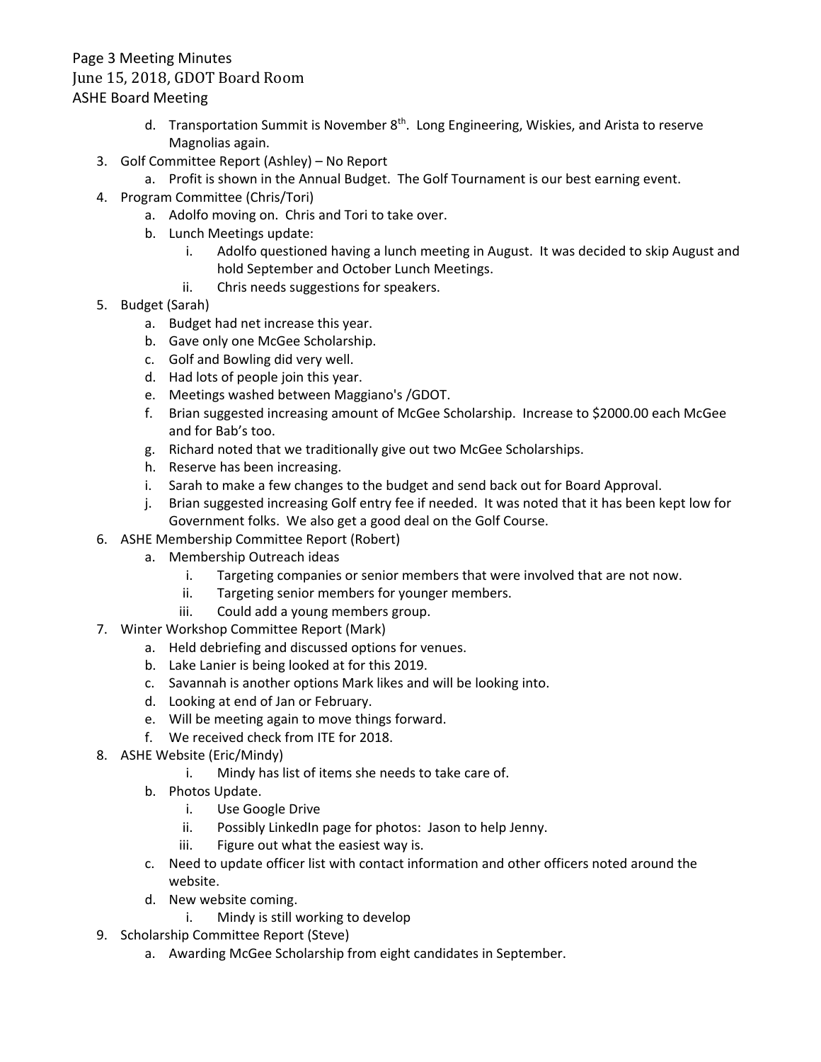Page 3 Meeting Minutes
June 15, 2018, GDOT Board Room
ASHE Board Meeting

- d. Transportation Summit is November 8th. Long Engineering, Wiskies, and Arista to reserve Magnolias again.

3. Golf Committee Report (Ashley) – No Report
    - a. Profit is shown in the Annual Budget. The Golf Tournament is our best earning event.
4. Program Committee (Chris/Tori)
    - a. Adolfo moving on. Chris and Tori to take over.
    - b. Lunch Meetings update:
        - i. Adolfo questioned having a lunch meeting in August. It was decided to skip August and hold September and October Lunch Meetings.
        - ii. Chris needs suggestions for speakers.
5. Budget (Sarah)
    - a. Budget had net increase this year.
    - b. Gave only one McGee Scholarship.
    - c. Golf and Bowling did very well.
    - d. Had lots of people join this year.
    - e. Meetings washed between Maggiano's /GDOT.
    - f. Brian suggested increasing amount of McGee Scholarship. Increase to $2000.00 each McGee and for Bab's too.
    - g. Richard noted that we traditionally give out two McGee Scholarships.
    - h. Reserve has been increasing.
    - i. Sarah to make a few changes to the budget and send back out for Board Approval.
    - j. Brian suggested increasing Golf entry fee if needed. It was noted that it has been kept low for Government folks. We also get a good deal on the Golf Course.
6. ASHE Membership Committee Report (Robert)
    - a. Membership Outreach ideas
        - i. Targeting companies or senior members that were involved that are not now.
        - ii. Targeting senior members for younger members.
        - iii. Could add a young members group.
7. Winter Workshop Committee Report (Mark)
    - a. Held debriefing and discussed options for venues.
    - b. Lake Lanier is being looked at for this 2019.
    - c. Savannah is another options Mark likes and will be looking into.
    - d. Looking at end of Jan or February.
    - e. Will be meeting again to move things forward.
    - f. We received check from ITE for 2018.
8. ASHE Website (Eric/Mindy)
    - i. Mindy has list of items she needs to take care of.
    - b. Photos Update.
        - i. Use Google Drive
        - ii. Possibly LinkedIn page for photos: Jason to help Jenny.
        - iii. Figure out what the easiest way is.
    - c. Need to update officer list with contact information and other officers noted around the website.
    - d. New website coming.
        - i. Mindy is still working to develop
9. Scholarship Committee Report (Steve)
    - a. Awarding McGee Scholarship from eight candidates in September.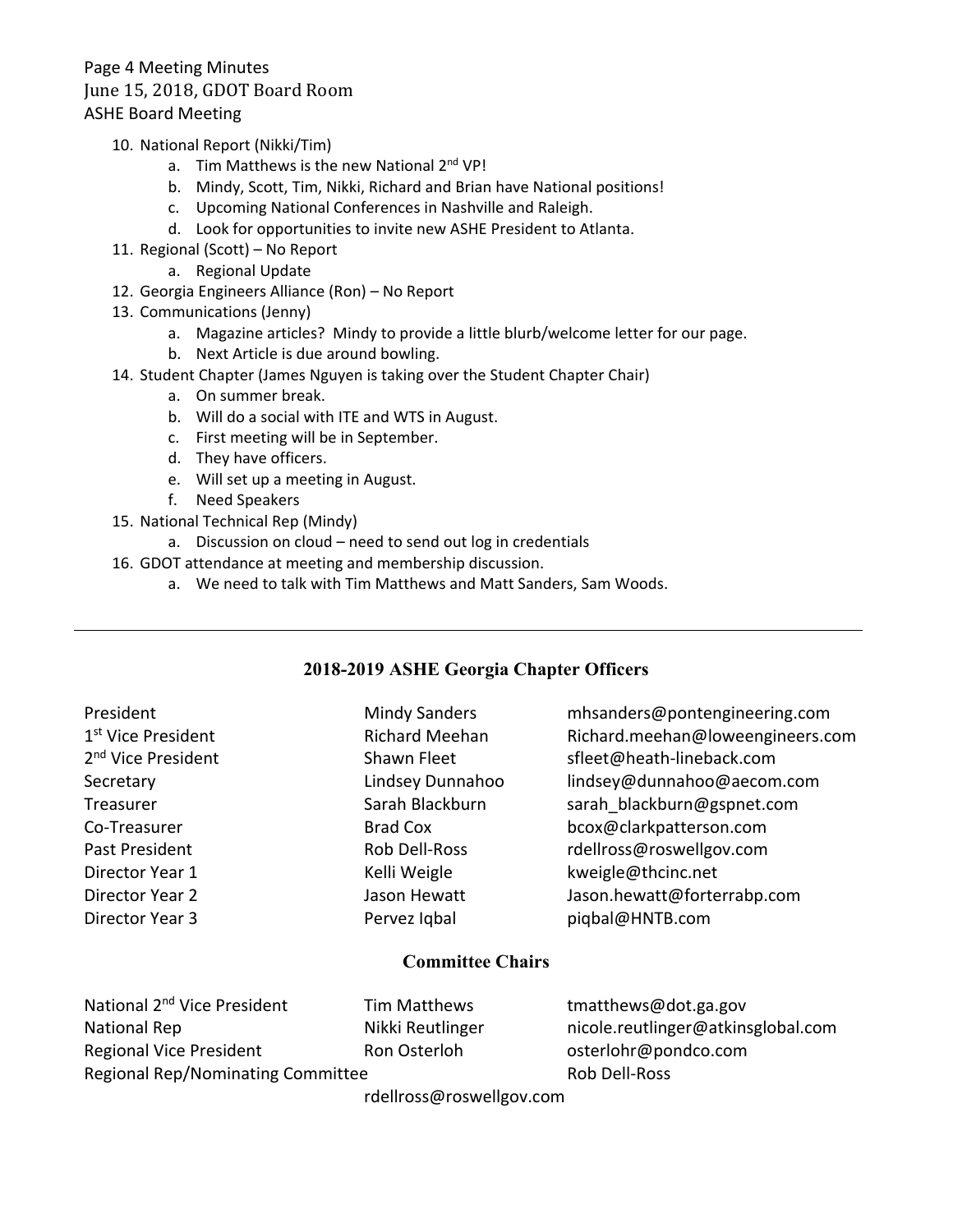10. National Report (Nikki/Tim)
    a. Tim Matthews is the new National 2nd VP!
    b. Mindy, Scott, Tim, Nikki, Richard and Brian have National positions!
    c. Upcoming National Conferences in Nashville and Raleigh.
    d. Look for opportunities to invite new ASHE President to Atlanta.
11. Regional (Scott) – No Report
    a. Regional Update
12. Georgia Engineers Alliance (Ron) – No Report
13. Communications (Jenny)
    a. Magazine articles? Mindy to provide a little blurb/welcome letter for our page.
    b. Next Article is due around bowling.
14. Student Chapter (James Nguyen is taking over the Student Chapter Chair)
    a. On summer break.
    b. Will do a social with ITE and WTS in August.
    c. First meeting will be in September.
    d. They have officers.
    e. Will set up a meeting in August.
    f. Need Speakers
15. National Technical Rep (Mindy)
    a. Discussion on cloud – need to send out log in credentials
16. GDOT attendance at meeting and membership discussion.
    a. We need to talk with Tim Matthews and Matt Sanders, Sam Woods.

---

## 2018-2019 ASHE Georgia Chapter Officers

| | | |
|---|---|---|
| President | Mindy Sanders | mhsanders@pontengineering.com |
| 1st Vice President | Richard Meehan | Richard.meehan@loweengineers.com |
| 2nd Vice President | Shawn Fleet | sfleet@heath-lineback.com |
| Secretary | Lindsey Dunnahoo | lindsey@dunnahoo@aecom.com |
| Treasurer | Sarah Blackburn | sarah_blackburn@gspnet.com |
| Co-Treasurer | Brad Cox | bcox@clarkpatterson.com |
| Past President | Rob Dell-Ross | rdellross@roswellgov.com |
| Director Year 1 | Kelli Weigle | kweigle@thcinc.net |
| Director Year 2 | Jason Hewatt | Jason.hewatt@forterrabp.com |
| Director Year 3 | Pervez Iqbal | piqbal@HNTB.com |

## Committee Chairs

| | | |
|---|---|---|
| National 2nd Vice President | Tim Matthews | tmatthews@dot.ga.gov |
| National Rep | Nikki Reutlinger | nicole.reutlinger@atkinsglobal.com |
| Regional Vice President | Ron Osterloh | osterlohr@pondco.com |
| Regional Rep/Nominating Committee | Rob Dell-Ross | rdellross@roswellgov.com |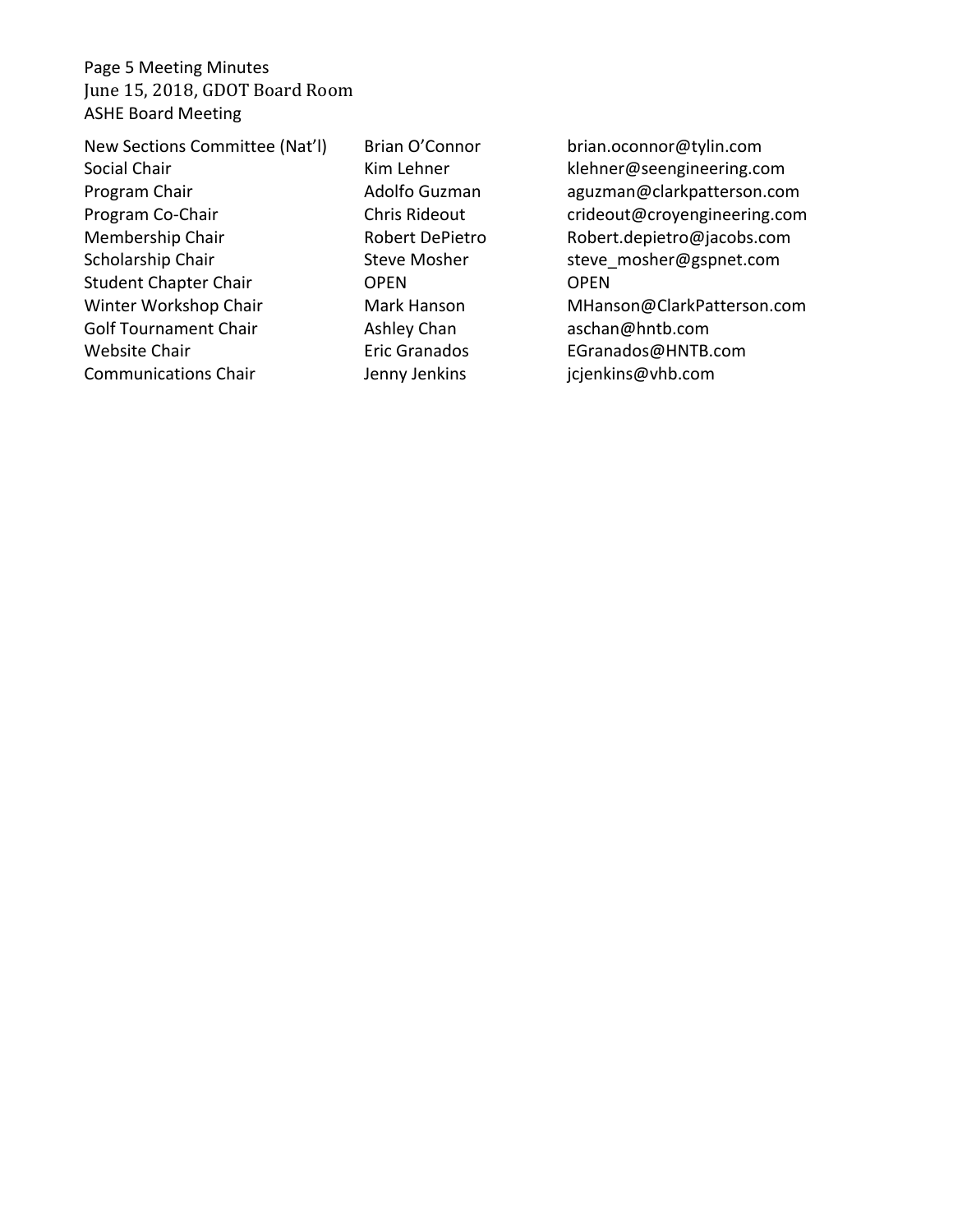| | | |
|---|---|---|
| New Sections Committee (Nat'l) | Brian O'Connor | brian.oconnor@tylin.com |
| Social Chair | Kim Lehner | klehner@seengineering.com |
| Program Chair | Adolfo Guzman | aguzman@clarkpatterson.com |
| Program Co-Chair | Chris Rideout | crideout@croyengineering.com |
| Membership Chair | Robert DePietro | Robert.depietro@jacobs.com |
| Scholarship Chair | Steve Mosher | steve_mosher@gspnet.com |
| Student Chapter Chair | OPEN | OPEN |
| Winter Workshop Chair | Mark Hanson | MHanson@ClarkPatterson.com |
| Golf Tournament Chair | Ashley Chan | aschan@hntb.com |
| Website Chair | Eric Granados | EGranados@HNTB.com |
| Communications Chair | Jenny Jenkins | jcjenkins@vhb.com |